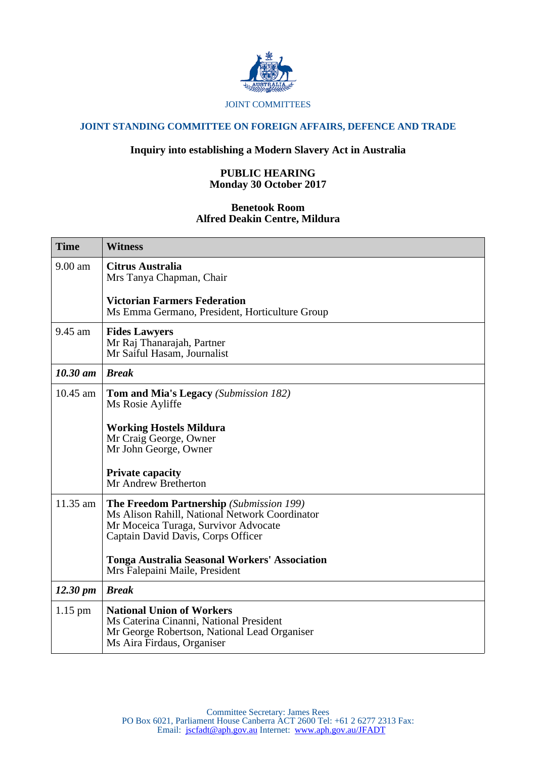JOINT COMMITTEES

## JOINT STANDING COMMITTEE ON FOREIGN AFFAIRS, DEFENCE AND TRADE

### Inquiry into establishing a Modern Slavery Act in Australia

**PUBLIC HEARING**
**Monday 30 October 2017**

**Benetook Room**
**Alfred Deakin Centre, Mildura**

| Time | Witness |
|---|---|
| 9.00 am | **Citrus Australia**<br>Mrs Tanya Chapman, Chair<br><br>**Victorian Farmers Federation**<br>Ms Emma Germano, President, Horticulture Group |
| 9.45 am | **Fides Lawyers**<br>Mr Raj Thanarajah, Partner<br>Mr Saiful Hasam, Journalist |
| ***10.30 am*** | ***Break*** |
| 10.45 am | **Tom and Mia's Legacy** *(Submission 182)*<br>Ms Rosie Ayliffe<br><br>**Working Hostels Mildura**<br>Mr Craig George, Owner<br>Mr John George, Owner<br><br>**Private capacity**<br>Mr Andrew Bretherton |
| 11.35 am | **The Freedom Partnership** *(Submission 199)*<br>Ms Alison Rahill, National Network Coordinator<br>Mr Moceica Turaga, Survivor Advocate<br>Captain David Davis, Corps Officer<br><br>**Tonga Australia Seasonal Workers' Association**<br>Mrs Falepaini Maile, President |
| ***12.30 pm*** | ***Break*** |
| 1.15 pm | **National Union of Workers**<br>Ms Caterina Cinanni, National President<br>Mr George Robertson, National Lead Organiser<br>Ms Aira Firdaus, Organiser |

Committee Secretary: James Rees
PO Box 6021, Parliament House Canberra ACT 2600 Tel: +61 2 6277 2313 Fax:
Email: jscfadt@aph.gov.au Internet: www.aph.gov.au/JFADT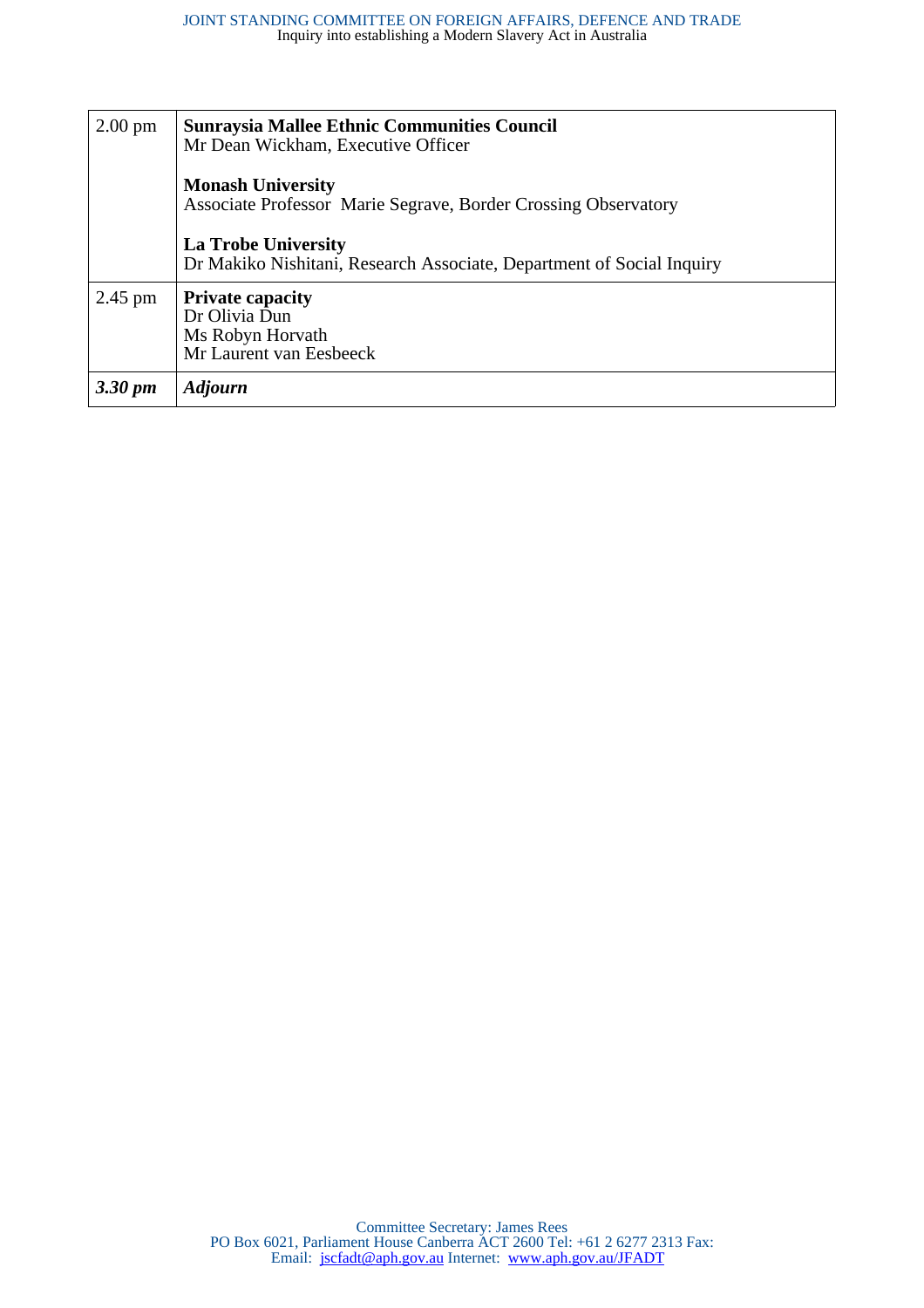| | |
|---|---|
| 2.00 pm | **Sunraysia Mallee Ethnic Communities Council**<br>Mr Dean Wickham, Executive Officer<br><br>**Monash University**<br>Associate Professor Marie Segrave, Border Crossing Observatory<br><br>**La Trobe University**<br>Dr Makiko Nishitani, Research Associate, Department of Social Inquiry |
| 2.45 pm | **Private capacity**<br>Dr Olivia Dun<br>Ms Robyn Horvath<br>Mr Laurent van Eesbeeck |
| ***3.30 pm*** | ***Adjourn*** |

Committee Secretary: James Rees
PO Box 6021, Parliament House Canberra ACT 2600 Tel: +61 2 6277 2313 Fax:
Email: jscfadt@aph.gov.au Internet: www.aph.gov.au/JFADT